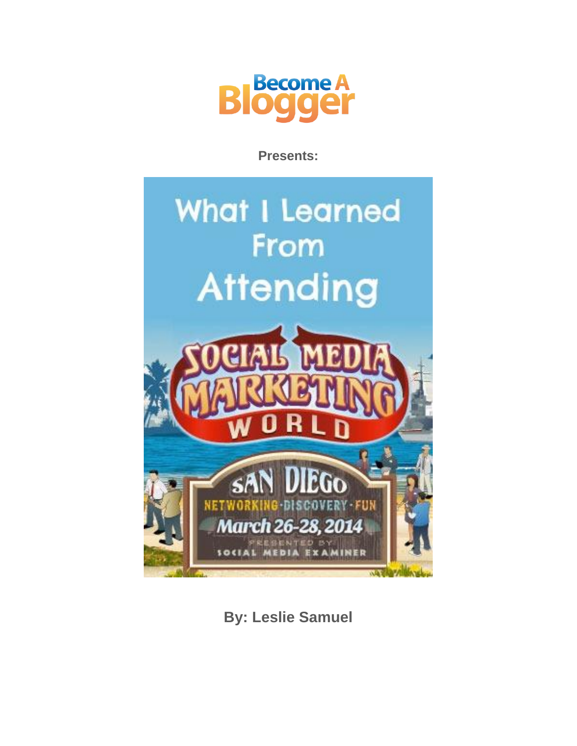Become A Blogger

**Presents:**

# What I Learned From Attending Social Media Marketing World

San Diego

Networking · Discovery · Fun

March 26-28, 2014

Presented by Social Media Examiner

**By: Leslie Samuel**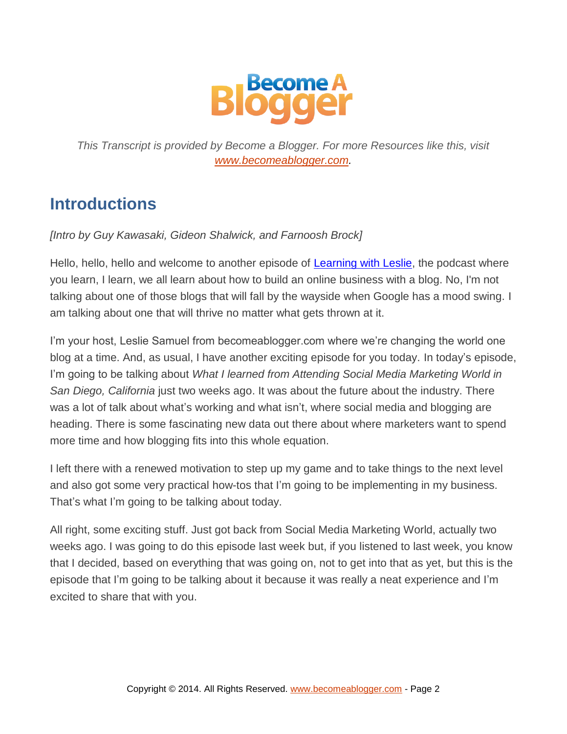*This Transcript is provided by Become a Blogger. For more Resources like this, visit [www.becomeablogger.com](http://www.becomeablogger.com).*

## Introductions

*[Intro by Guy Kawasaki, Gideon Shalwick, and Farnoosh Brock]*

Hello, hello, hello and welcome to another episode of [Learning with Leslie](#), the podcast where you learn, I learn, we all learn about how to build an online business with a blog. No, I'm not talking about one of those blogs that will fall by the wayside when Google has a mood swing. I am talking about one that will thrive no matter what gets thrown at it.

I'm your host, Leslie Samuel from becomeablogger.com where we're changing the world one blog at a time. And, as usual, I have another exciting episode for you today. In today's episode, I'm going to be talking about *What I learned from Attending Social Media Marketing World in San Diego, California* just two weeks ago. It was about the future about the industry. There was a lot of talk about what's working and what isn't, where social media and blogging are heading. There is some fascinating new data out there about where marketers want to spend more time and how blogging fits into this whole equation.

I left there with a renewed motivation to step up my game and to take things to the next level and also got some very practical how-tos that I'm going to be implementing in my business. That's what I'm going to be talking about today.

All right, some exciting stuff. Just got back from Social Media Marketing World, actually two weeks ago. I was going to do this episode last week but, if you listened to last week, you know that I decided, based on everything that was going on, not to get into that as yet, but this is the episode that I'm going to be talking about it because it was really a neat experience and I'm excited to share that with you.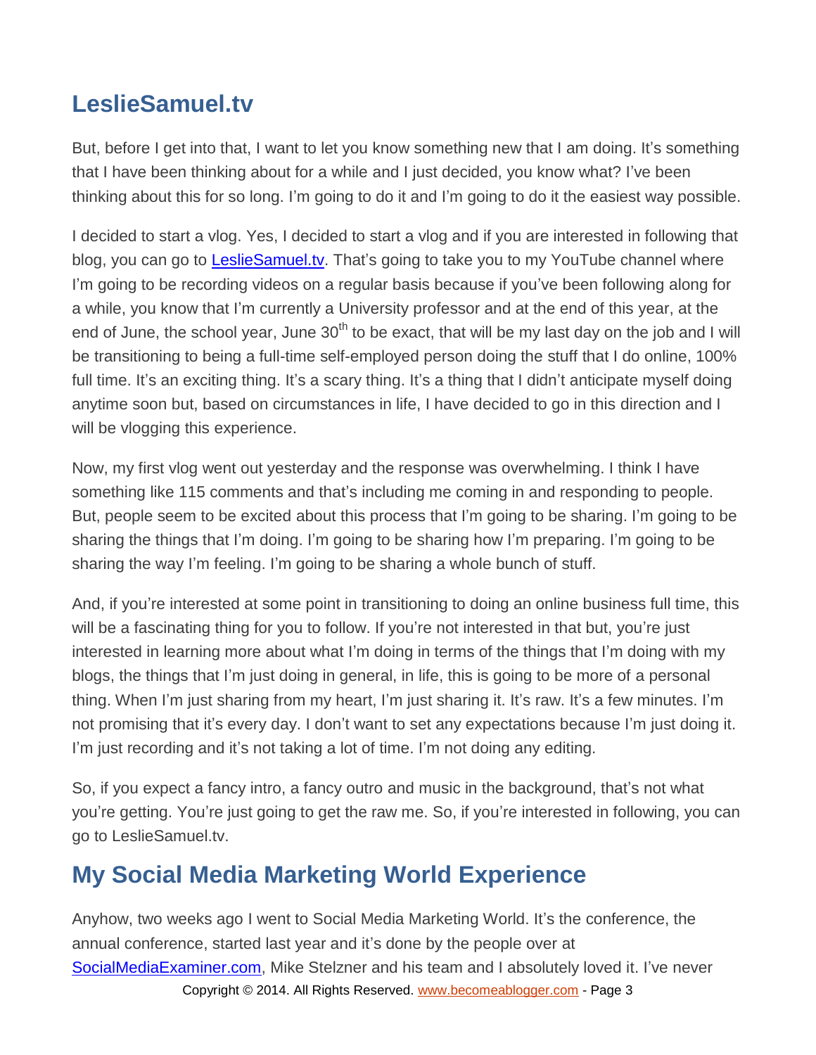## LeslieSamuel.tv

But, before I get into that, I want to let you know something new that I am doing. It's something that I have been thinking about for a while and I just decided, you know what? I've been thinking about this for so long. I'm going to do it and I'm going to do it the easiest way possible.

I decided to start a vlog. Yes, I decided to start a vlog and if you are interested in following that blog, you can go to [LeslieSamuel.tv](http://LeslieSamuel.tv). That's going to take you to my YouTube channel where I'm going to be recording videos on a regular basis because if you've been following along for a while, you know that I'm currently a University professor and at the end of this year, at the end of June, the school year, June 30th to be exact, that will be my last day on the job and I will be transitioning to being a full-time self-employed person doing the stuff that I do online, 100% full time. It's an exciting thing. It's a scary thing. It's a thing that I didn't anticipate myself doing anytime soon but, based on circumstances in life, I have decided to go in this direction and I will be vlogging this experience.

Now, my first vlog went out yesterday and the response was overwhelming. I think I have something like 115 comments and that's including me coming in and responding to people. But, people seem to be excited about this process that I'm going to be sharing. I'm going to be sharing the things that I'm doing. I'm going to be sharing how I'm preparing. I'm going to be sharing the way I'm feeling. I'm going to be sharing a whole bunch of stuff.

And, if you're interested at some point in transitioning to doing an online business full time, this will be a fascinating thing for you to follow. If you're not interested in that but, you're just interested in learning more about what I'm doing in terms of the things that I'm doing with my blogs, the things that I'm just doing in general, in life, this is going to be more of a personal thing. When I'm just sharing from my heart, I'm just sharing it. It's raw. It's a few minutes. I'm not promising that it's every day. I don't want to set any expectations because I'm just doing it. I'm just recording and it's not taking a lot of time. I'm not doing any editing.

So, if you expect a fancy intro, a fancy outro and music in the background, that's not what you're getting. You're just going to get the raw me. So, if you're interested in following, you can go to LeslieSamuel.tv.

## My Social Media Marketing World Experience

Anyhow, two weeks ago I went to Social Media Marketing World. It's the conference, the annual conference, started last year and it's done by the people over at [SocialMediaExaminer.com](http://SocialMediaExaminer.com), Mike Stelzner and his team and I absolutely loved it. I've never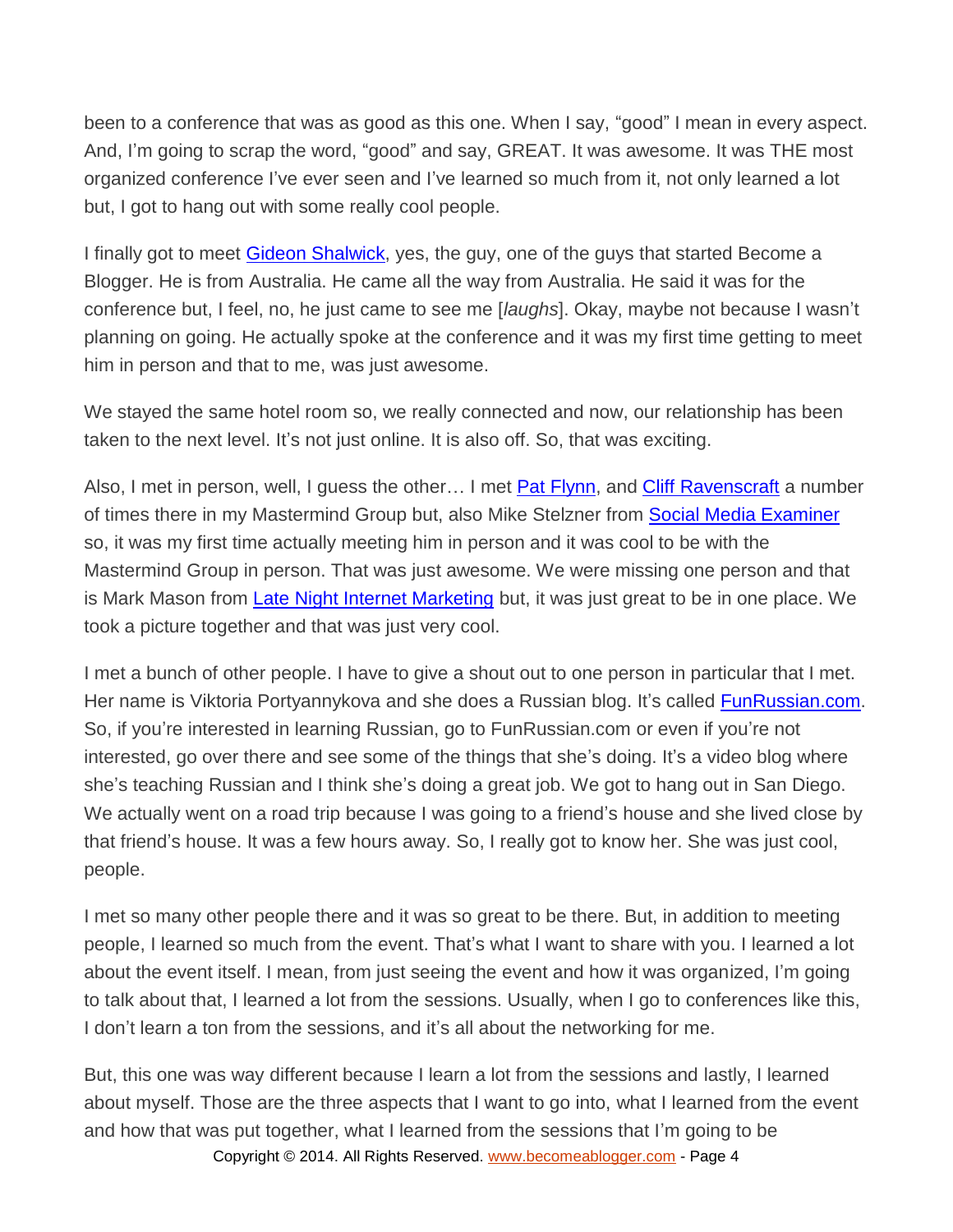been to a conference that was as good as this one. When I say, "good" I mean in every aspect. And, I'm going to scrap the word, "good" and say, GREAT. It was awesome. It was THE most organized conference I've ever seen and I've learned so much from it, not only learned a lot but, I got to hang out with some really cool people.

I finally got to meet [Gideon Shalwick](), yes, the guy, one of the guys that started Become a Blogger. He is from Australia. He came all the way from Australia. He said it was for the conference but, I feel, no, he just came to see me [*laughs*]. Okay, maybe not because I wasn't planning on going. He actually spoke at the conference and it was my first time getting to meet him in person and that to me, was just awesome.

We stayed the same hotel room so, we really connected and now, our relationship has been taken to the next level. It's not just online. It is also off. So, that was exciting.

Also, I met in person, well, I guess the other… I met [Pat Flynn](), and [Cliff Ravenscraft]() a number of times there in my Mastermind Group but, also Mike Stelzner from [Social Media Examiner]() so, it was my first time actually meeting him in person and it was cool to be with the Mastermind Group in person. That was just awesome. We were missing one person and that is Mark Mason from [Late Night Internet Marketing]() but, it was just great to be in one place. We took a picture together and that was just very cool.

I met a bunch of other people. I have to give a shout out to one person in particular that I met. Her name is Viktoria Portyannykova and she does a Russian blog. It's called [FunRussian.com](). So, if you're interested in learning Russian, go to FunRussian.com or even if you're not interested, go over there and see some of the things that she's doing. It's a video blog where she's teaching Russian and I think she's doing a great job. We got to hang out in San Diego. We actually went on a road trip because I was going to a friend's house and she lived close by that friend's house. It was a few hours away. So, I really got to know her. She was just cool, people.

I met so many other people there and it was so great to be there. But, in addition to meeting people, I learned so much from the event. That's what I want to share with you. I learned a lot about the event itself. I mean, from just seeing the event and how it was organized, I'm going to talk about that, I learned a lot from the sessions. Usually, when I go to conferences like this, I don't learn a ton from the sessions, and it's all about the networking for me.

But, this one was way different because I learn a lot from the sessions and lastly, I learned about myself. Those are the three aspects that I want to go into, what I learned from the event and how that was put together, what I learned from the sessions that I'm going to be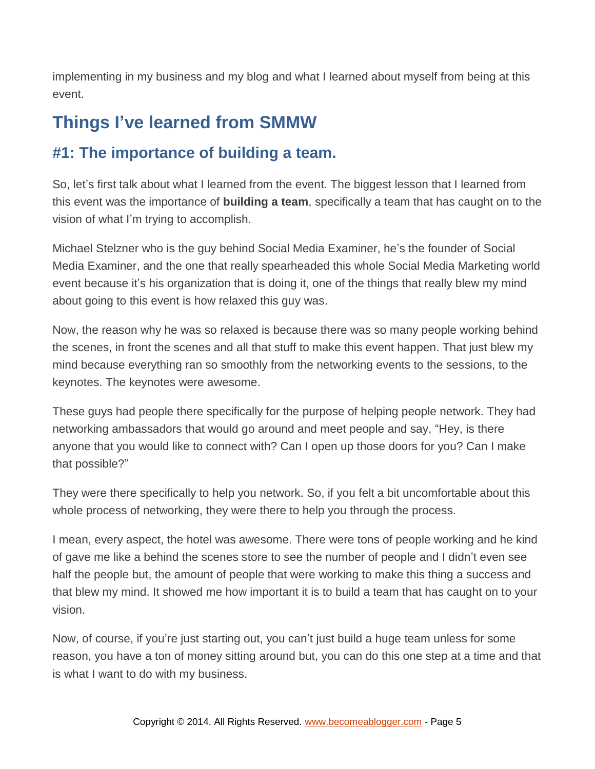implementing in my business and my blog and what I learned about myself from being at this event.

## Things I've learned from SMMW

### #1: The importance of building a team.

So, let's first talk about what I learned from the event. The biggest lesson that I learned from this event was the importance of **building a team**, specifically a team that has caught on to the vision of what I'm trying to accomplish.

Michael Stelzner who is the guy behind Social Media Examiner, he's the founder of Social Media Examiner, and the one that really spearheaded this whole Social Media Marketing world event because it's his organization that is doing it, one of the things that really blew my mind about going to this event is how relaxed this guy was.

Now, the reason why he was so relaxed is because there was so many people working behind the scenes, in front the scenes and all that stuff to make this event happen. That just blew my mind because everything ran so smoothly from the networking events to the sessions, to the keynotes. The keynotes were awesome.

These guys had people there specifically for the purpose of helping people network. They had networking ambassadors that would go around and meet people and say, "Hey, is there anyone that you would like to connect with? Can I open up those doors for you? Can I make that possible?"

They were there specifically to help you network. So, if you felt a bit uncomfortable about this whole process of networking, they were there to help you through the process.

I mean, every aspect, the hotel was awesome. There were tons of people working and he kind of gave me like a behind the scenes store to see the number of people and I didn't even see half the people but, the amount of people that were working to make this thing a success and that blew my mind. It showed me how important it is to build a team that has caught on to your vision.

Now, of course, if you're just starting out, you can't just build a huge team unless for some reason, you have a ton of money sitting around but, you can do this one step at a time and that is what I want to do with my business.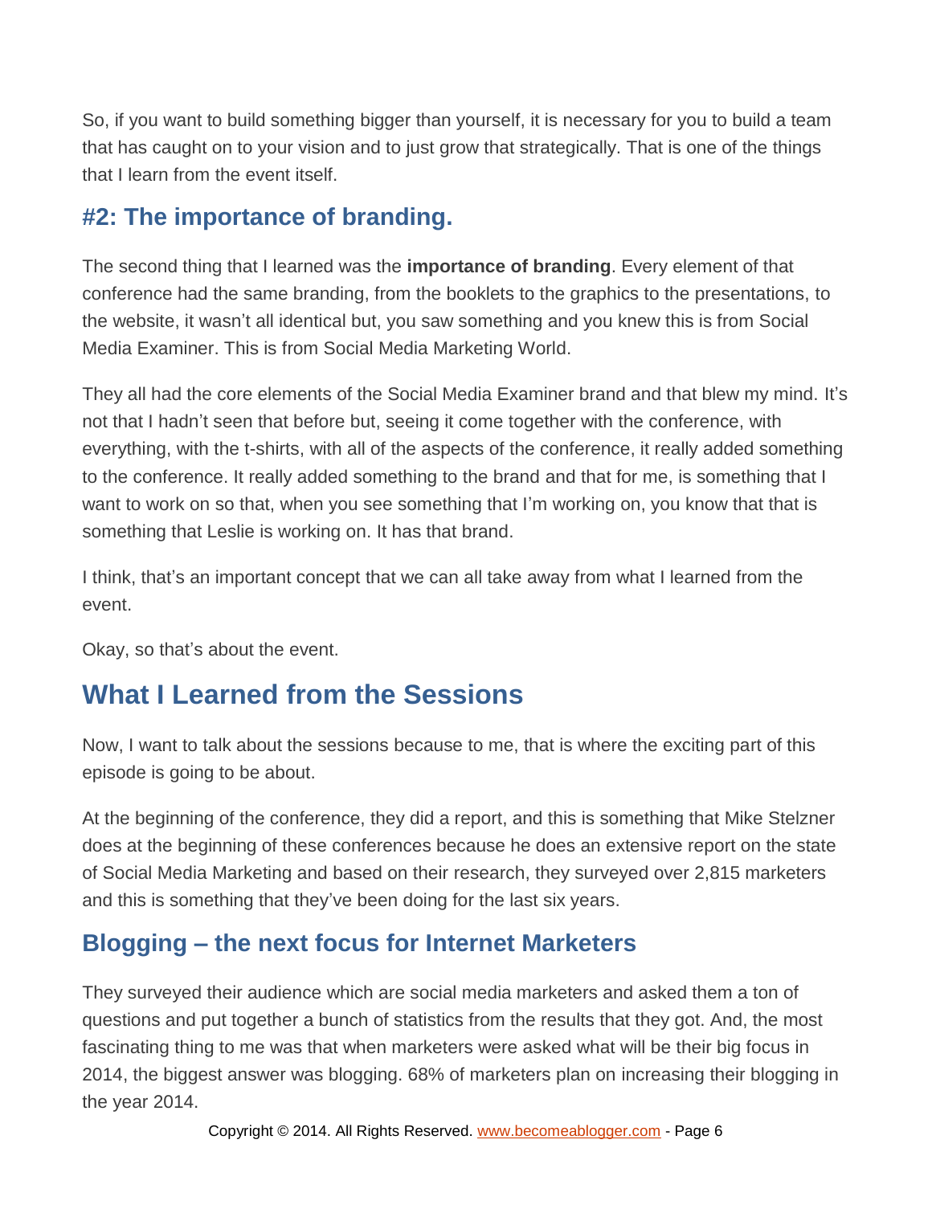So, if you want to build something bigger than yourself, it is necessary for you to build a team that has caught on to your vision and to just grow that strategically. That is one of the things that I learn from the event itself.

### #2: The importance of branding.

The second thing that I learned was the **importance of branding**. Every element of that conference had the same branding, from the booklets to the graphics to the presentations, to the website, it wasn't all identical but, you saw something and you knew this is from Social Media Examiner. This is from Social Media Marketing World.

They all had the core elements of the Social Media Examiner brand and that blew my mind. It's not that I hadn't seen that before but, seeing it come together with the conference, with everything, with the t-shirts, with all of the aspects of the conference, it really added something to the conference. It really added something to the brand and that for me, is something that I want to work on so that, when you see something that I'm working on, you know that that is something that Leslie is working on. It has that brand.

I think, that's an important concept that we can all take away from what I learned from the event.

Okay, so that's about the event.

## What I Learned from the Sessions

Now, I want to talk about the sessions because to me, that is where the exciting part of this episode is going to be about.

At the beginning of the conference, they did a report, and this is something that Mike Stelzner does at the beginning of these conferences because he does an extensive report on the state of Social Media Marketing and based on their research, they surveyed over 2,815 marketers and this is something that they've been doing for the last six years.

### Blogging – the next focus for Internet Marketers

They surveyed their audience which are social media marketers and asked them a ton of questions and put together a bunch of statistics from the results that they got. And, the most fascinating thing to me was that when marketers were asked what will be their big focus in 2014, the biggest answer was blogging. 68% of marketers plan on increasing their blogging in the year 2014.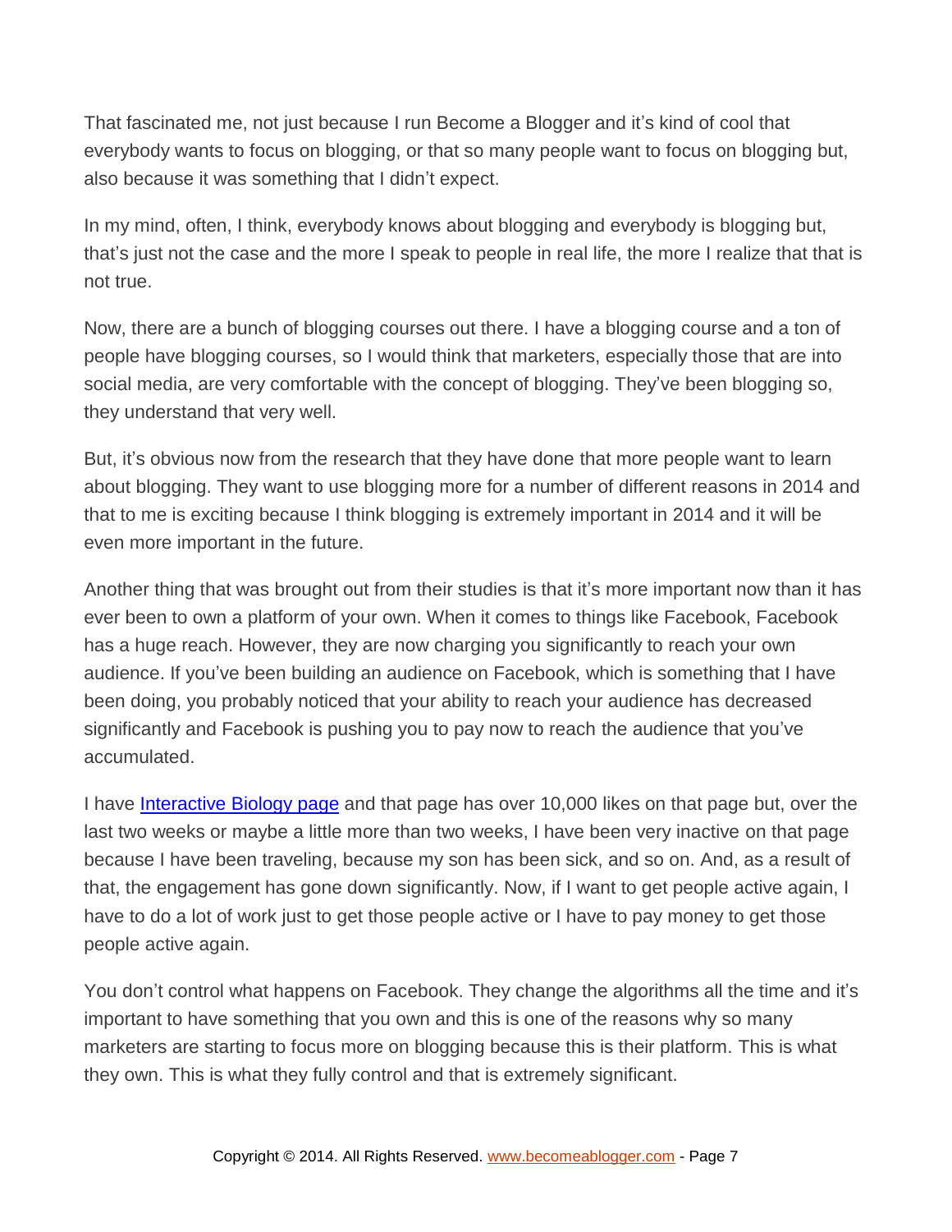That fascinated me, not just because I run Become a Blogger and it's kind of cool that everybody wants to focus on blogging, or that so many people want to focus on blogging but, also because it was something that I didn't expect.

In my mind, often, I think, everybody knows about blogging and everybody is blogging but, that's just not the case and the more I speak to people in real life, the more I realize that that is not true.

Now, there are a bunch of blogging courses out there. I have a blogging course and a ton of people have blogging courses, so I would think that marketers, especially those that are into social media, are very comfortable with the concept of blogging. They've been blogging so, they understand that very well.

But, it's obvious now from the research that they have done that more people want to learn about blogging. They want to use blogging more for a number of different reasons in 2014 and that to me is exciting because I think blogging is extremely important in 2014 and it will be even more important in the future.

Another thing that was brought out from their studies is that it's more important now than it has ever been to own a platform of your own. When it comes to things like Facebook, Facebook has a huge reach. However, they are now charging you significantly to reach your own audience. If you've been building an audience on Facebook, which is something that I have been doing, you probably noticed that your ability to reach your audience has decreased significantly and Facebook is pushing you to pay now to reach the audience that you've accumulated.

I have Interactive Biology page and that page has over 10,000 likes on that page but, over the last two weeks or maybe a little more than two weeks, I have been very inactive on that page because I have been traveling, because my son has been sick, and so on. And, as a result of that, the engagement has gone down significantly. Now, if I want to get people active again, I have to do a lot of work just to get those people active or I have to pay money to get those people active again.

You don't control what happens on Facebook. They change the algorithms all the time and it's important to have something that you own and this is one of the reasons why so many marketers are starting to focus more on blogging because this is their platform. This is what they own. This is what they fully control and that is extremely significant.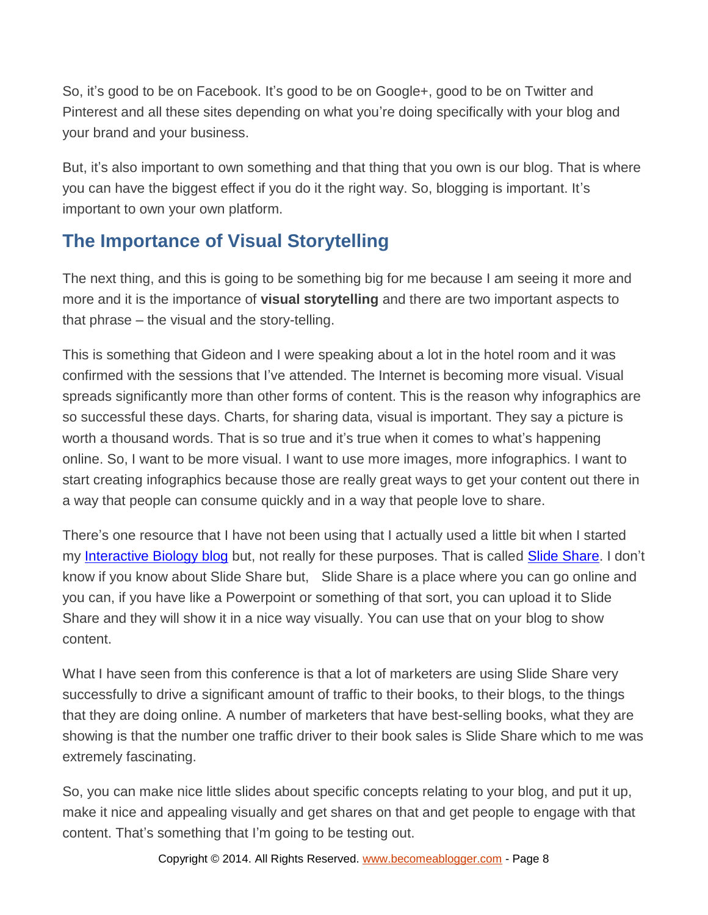So, it's good to be on Facebook. It's good to be on Google+, good to be on Twitter and Pinterest and all these sites depending on what you're doing specifically with your blog and your brand and your business.

But, it's also important to own something and that thing that you own is our blog. That is where you can have the biggest effect if you do it the right way. So, blogging is important. It's important to own your own platform.

## The Importance of Visual Storytelling

The next thing, and this is going to be something big for me because I am seeing it more and more and it is the importance of **visual storytelling** and there are two important aspects to that phrase – the visual and the story-telling.

This is something that Gideon and I were speaking about a lot in the hotel room and it was confirmed with the sessions that I've attended. The Internet is becoming more visual. Visual spreads significantly more than other forms of content. This is the reason why infographics are so successful these days. Charts, for sharing data, visual is important. They say a picture is worth a thousand words. That is so true and it's true when it comes to what's happening online. So, I want to be more visual. I want to use more images, more infographics. I want to start creating infographics because those are really great ways to get your content out there in a way that people can consume quickly and in a way that people love to share.

There's one resource that I have not been using that I actually used a little bit when I started my Interactive Biology blog but, not really for these purposes. That is called Slide Share. I don't know if you know about Slide Share but, Slide Share is a place where you can go online and you can, if you have like a Powerpoint or something of that sort, you can upload it to Slide Share and they will show it in a nice way visually. You can use that on your blog to show content.

What I have seen from this conference is that a lot of marketers are using Slide Share very successfully to drive a significant amount of traffic to their books, to their blogs, to the things that they are doing online. A number of marketers that have best-selling books, what they are showing is that the number one traffic driver to their book sales is Slide Share which to me was extremely fascinating.

So, you can make nice little slides about specific concepts relating to your blog, and put it up, make it nice and appealing visually and get shares on that and get people to engage with that content. That's something that I'm going to be testing out.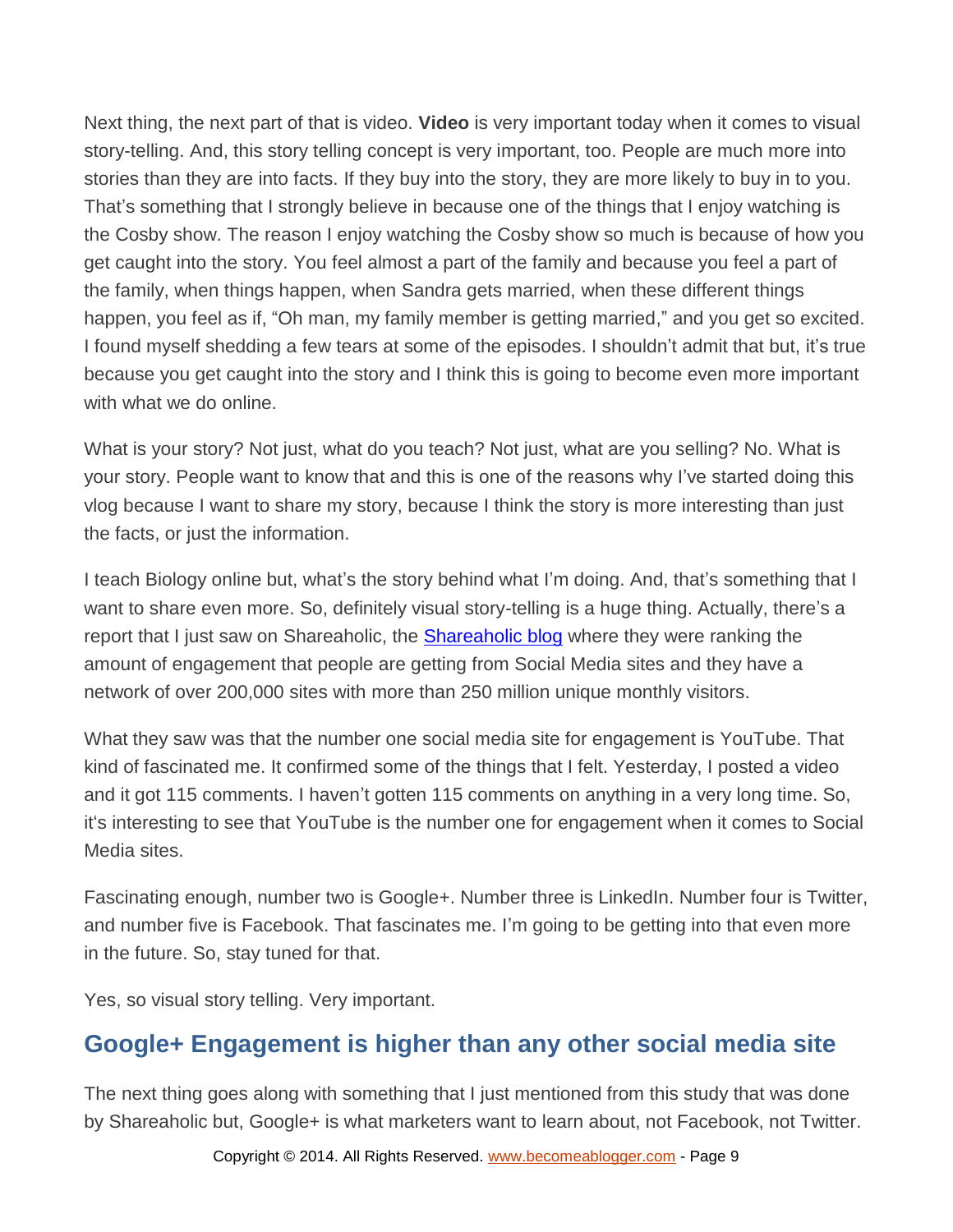Next thing, the next part of that is video. **Video** is very important today when it comes to visual story-telling. And, this story telling concept is very important, too. People are much more into stories than they are into facts. If they buy into the story, they are more likely to buy in to you. That's something that I strongly believe in because one of the things that I enjoy watching is the Cosby show. The reason I enjoy watching the Cosby show so much is because of how you get caught into the story. You feel almost a part of the family and because you feel a part of the family, when things happen, when Sandra gets married, when these different things happen, you feel as if, "Oh man, my family member is getting married," and you get so excited. I found myself shedding a few tears at some of the episodes. I shouldn't admit that but, it's true because you get caught into the story and I think this is going to become even more important with what we do online.

What is your story? Not just, what do you teach? Not just, what are you selling? No. What is your story. People want to know that and this is one of the reasons why I've started doing this vlog because I want to share my story, because I think the story is more interesting than just the facts, or just the information.

I teach Biology online but, what's the story behind what I'm doing. And, that's something that I want to share even more. So, definitely visual story-telling is a huge thing. Actually, there's a report that I just saw on Shareaholic, the [Shareaholic blog]() where they were ranking the amount of engagement that people are getting from Social Media sites and they have a network of over 200,000 sites with more than 250 million unique monthly visitors.

What they saw was that the number one social media site for engagement is YouTube. That kind of fascinated me. It confirmed some of the things that I felt. Yesterday, I posted a video and it got 115 comments. I haven't gotten 115 comments on anything in a very long time. So, it's interesting to see that YouTube is the number one for engagement when it comes to Social Media sites.

Fascinating enough, number two is Google+. Number three is LinkedIn. Number four is Twitter, and number five is Facebook. That fascinates me. I'm going to be getting into that even more in the future. So, stay tuned for that.

Yes, so visual story telling. Very important.

## Google+ Engagement is higher than any other social media site

The next thing goes along with something that I just mentioned from this study that was done by Shareaholic but, Google+ is what marketers want to learn about, not Facebook, not Twitter.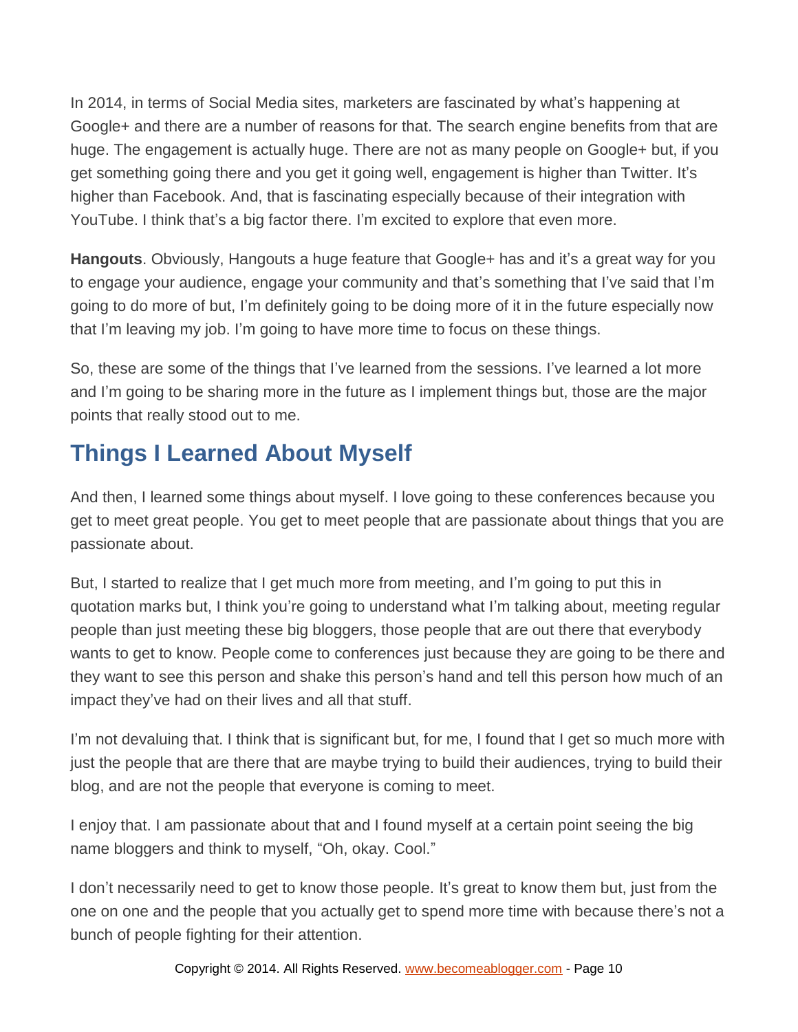In 2014, in terms of Social Media sites, marketers are fascinated by what's happening at Google+ and there are a number of reasons for that. The search engine benefits from that are huge. The engagement is actually huge. There are not as many people on Google+ but, if you get something going there and you get it going well, engagement is higher than Twitter. It's higher than Facebook. And, that is fascinating especially because of their integration with YouTube. I think that's a big factor there. I'm excited to explore that even more.

**Hangouts**. Obviously, Hangouts a huge feature that Google+ has and it's a great way for you to engage your audience, engage your community and that's something that I've said that I'm going to do more of but, I'm definitely going to be doing more of it in the future especially now that I'm leaving my job. I'm going to have more time to focus on these things.

So, these are some of the things that I've learned from the sessions. I've learned a lot more and I'm going to be sharing more in the future as I implement things but, those are the major points that really stood out to me.

## Things I Learned About Myself

And then, I learned some things about myself. I love going to these conferences because you get to meet great people. You get to meet people that are passionate about things that you are passionate about.

But, I started to realize that I get much more from meeting, and I'm going to put this in quotation marks but, I think you're going to understand what I'm talking about, meeting regular people than just meeting these big bloggers, those people that are out there that everybody wants to get to know. People come to conferences just because they are going to be there and they want to see this person and shake this person's hand and tell this person how much of an impact they've had on their lives and all that stuff.

I'm not devaluing that. I think that is significant but, for me, I found that I get so much more with just the people that are there that are maybe trying to build their audiences, trying to build their blog, and are not the people that everyone is coming to meet.

I enjoy that. I am passionate about that and I found myself at a certain point seeing the big name bloggers and think to myself, "Oh, okay. Cool."

I don't necessarily need to get to know those people. It's great to know them but, just from the one on one and the people that you actually get to spend more time with because there's not a bunch of people fighting for their attention.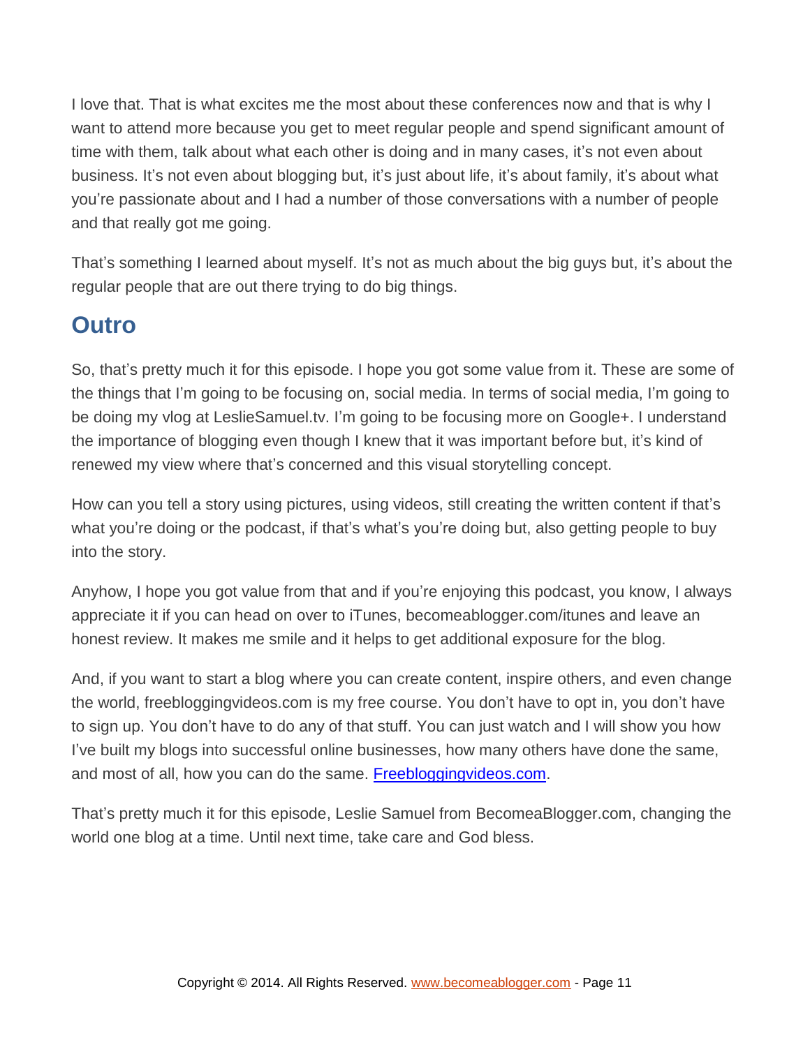I love that. That is what excites me the most about these conferences now and that is why I want to attend more because you get to meet regular people and spend significant amount of time with them, talk about what each other is doing and in many cases, it's not even about business. It's not even about blogging but, it's just about life, it's about family, it's about what you're passionate about and I had a number of those conversations with a number of people and that really got me going.

That's something I learned about myself. It's not as much about the big guys but, it's about the regular people that are out there trying to do big things.

## Outro

So, that's pretty much it for this episode. I hope you got some value from it. These are some of the things that I'm going to be focusing on, social media. In terms of social media, I'm going to be doing my vlog at LeslieSamuel.tv. I'm going to be focusing more on Google+. I understand the importance of blogging even though I knew that it was important before but, it's kind of renewed my view where that's concerned and this visual storytelling concept.

How can you tell a story using pictures, using videos, still creating the written content if that's what you're doing or the podcast, if that's what's you're doing but, also getting people to buy into the story.

Anyhow, I hope you got value from that and if you're enjoying this podcast, you know, I always appreciate it if you can head on over to iTunes, becomeablogger.com/itunes and leave an honest review. It makes me smile and it helps to get additional exposure for the blog.

And, if you want to start a blog where you can create content, inspire others, and even change the world, freebloggingvideos.com is my free course. You don't have to opt in, you don't have to sign up. You don't have to do any of that stuff. You can just watch and I will show you how I've built my blogs into successful online businesses, how many others have done the same, and most of all, how you can do the same. [Freebloggingvideos.com](http://freebloggingvideos.com).

That's pretty much it for this episode, Leslie Samuel from BecomeaBlogger.com, changing the world one blog at a time. Until next time, take care and God bless.